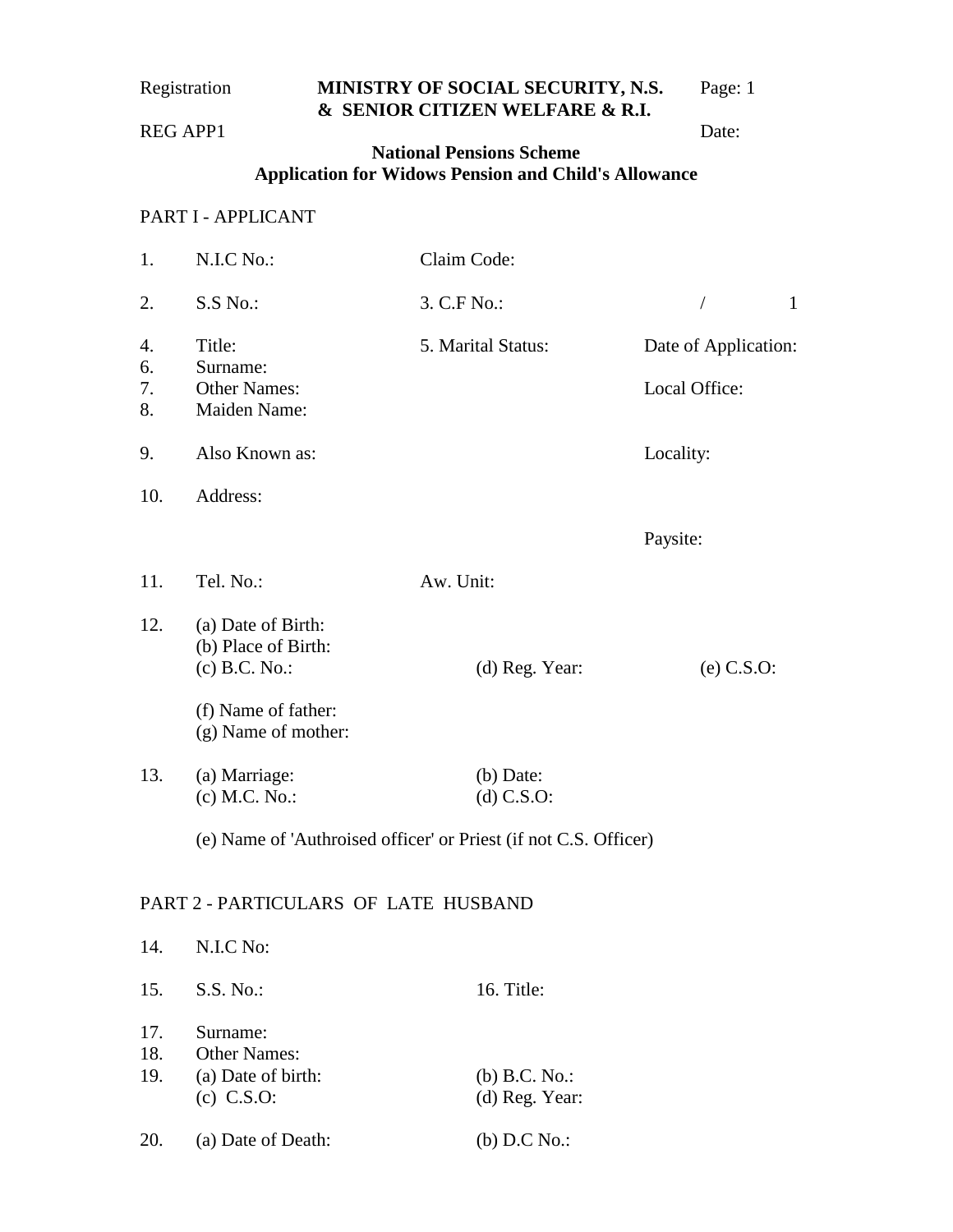Registration **MINISTRY OF SOCIAL SECURITY, N.S. & SENIOR CITIZEN WELFARE & R.I.** Page: 1

REG APP1 Date:

# National Pensions Scheme
## Application for Widows Pension and Child's Allowance

PART I - APPLICANT

1. N.I.C No.: Claim Code:

2. S.S No.: 3. C.F No.: / 1

4. Title: 5. Marital Status: Date of Application:
6. Surname:
7. Other Names: Local Office:
8. Maiden Name:

9. Also Known as: Locality:

10. Address:

Paysite:

11. Tel. No.: Aw. Unit:

12. (a) Date of Birth:
    (b) Place of Birth:
    (c) B.C. No.: (d) Reg. Year: (e) C.S.O:

    (f) Name of father:
    (g) Name of mother:

13. (a) Marriage: (b) Date:
    (c) M.C. No.: (d) C.S.O:

    (e) Name of 'Authroised officer' or Priest (if not C.S. Officer)

PART 2 - PARTICULARS OF LATE HUSBAND

14. N.I.C No:

15. S.S. No.: 16. Title:

17. Surname:
18. Other Names:
19. (a) Date of birth: (b) B.C. No.:
    (c) C.S.O: (d) Reg. Year:

20. (a) Date of Death: (b) D.C No.: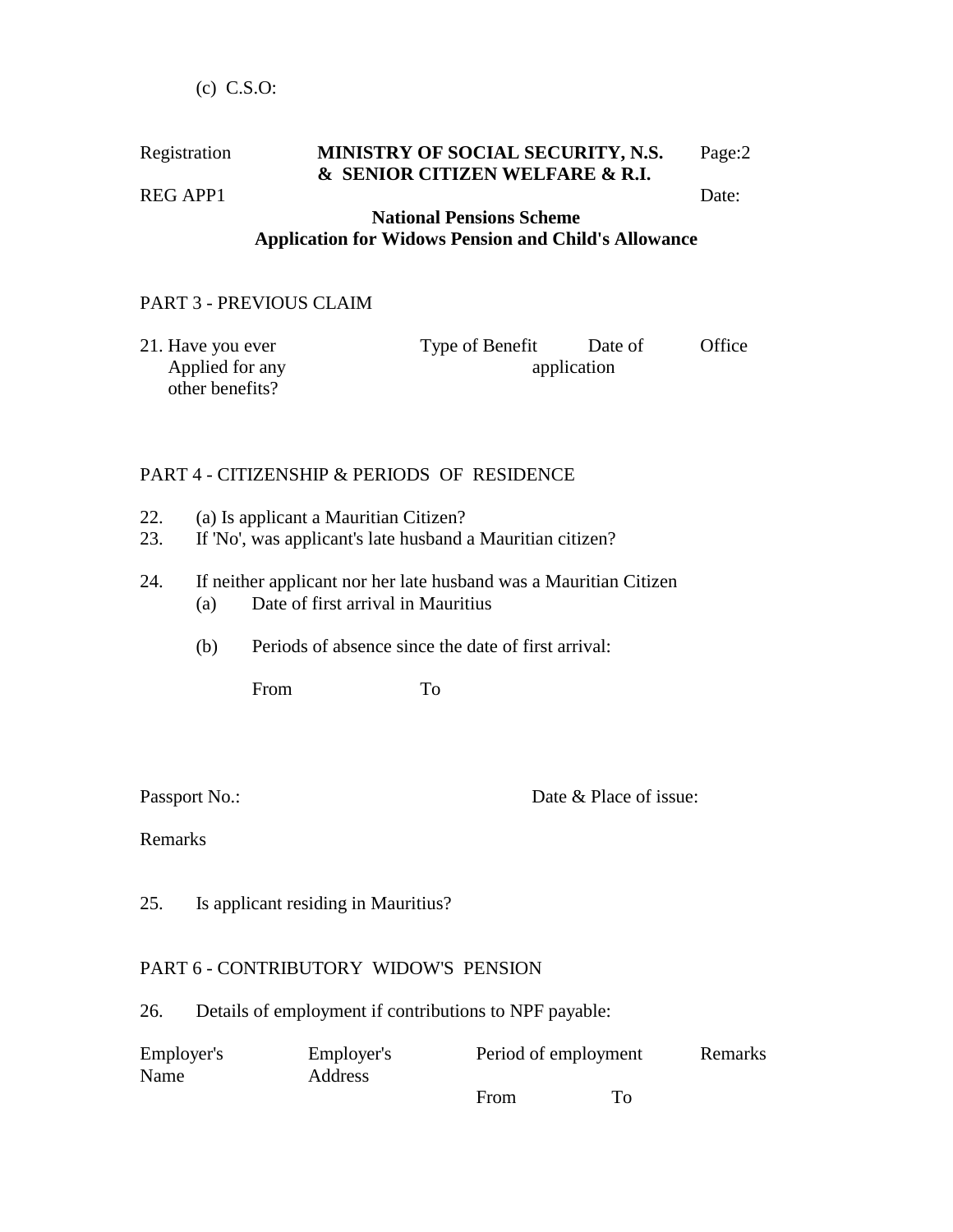(c) C.S.O:

Registration — **MINISTRY OF SOCIAL SECURITY, N.S. & SENIOR CITIZEN WELFARE & R.I.** — Page:2

REG APP1 — Date:

**National Pensions Scheme**
**Application for Widows Pension and Child's Allowance**

## PART 3 - PREVIOUS CLAIM

| 21. Have you ever Applied for any other benefits? | Type of Benefit | Date of application | Office |
|---|---|---|---|

## PART 4 - CITIZENSHIP & PERIODS OF RESIDENCE

22. (a) Is applicant a Mauritian Citizen?
23. If 'No', was applicant's late husband a Mauritian citizen?

24. If neither applicant nor her late husband was a Mauritian Citizen
    (a) Date of first arrival in Mauritius

    (b) Periods of absence since the date of first arrival:

| From | To |
|---|---|

Passport No.: Date & Place of issue:

Remarks

25. Is applicant residing in Mauritius?

## PART 6 - CONTRIBUTORY WIDOW'S PENSION

26. Details of employment if contributions to NPF payable:

| Employer's Name | Employer's Address | Period of employment | | Remarks |
|---|---|---|---|---|
| | | From | To | |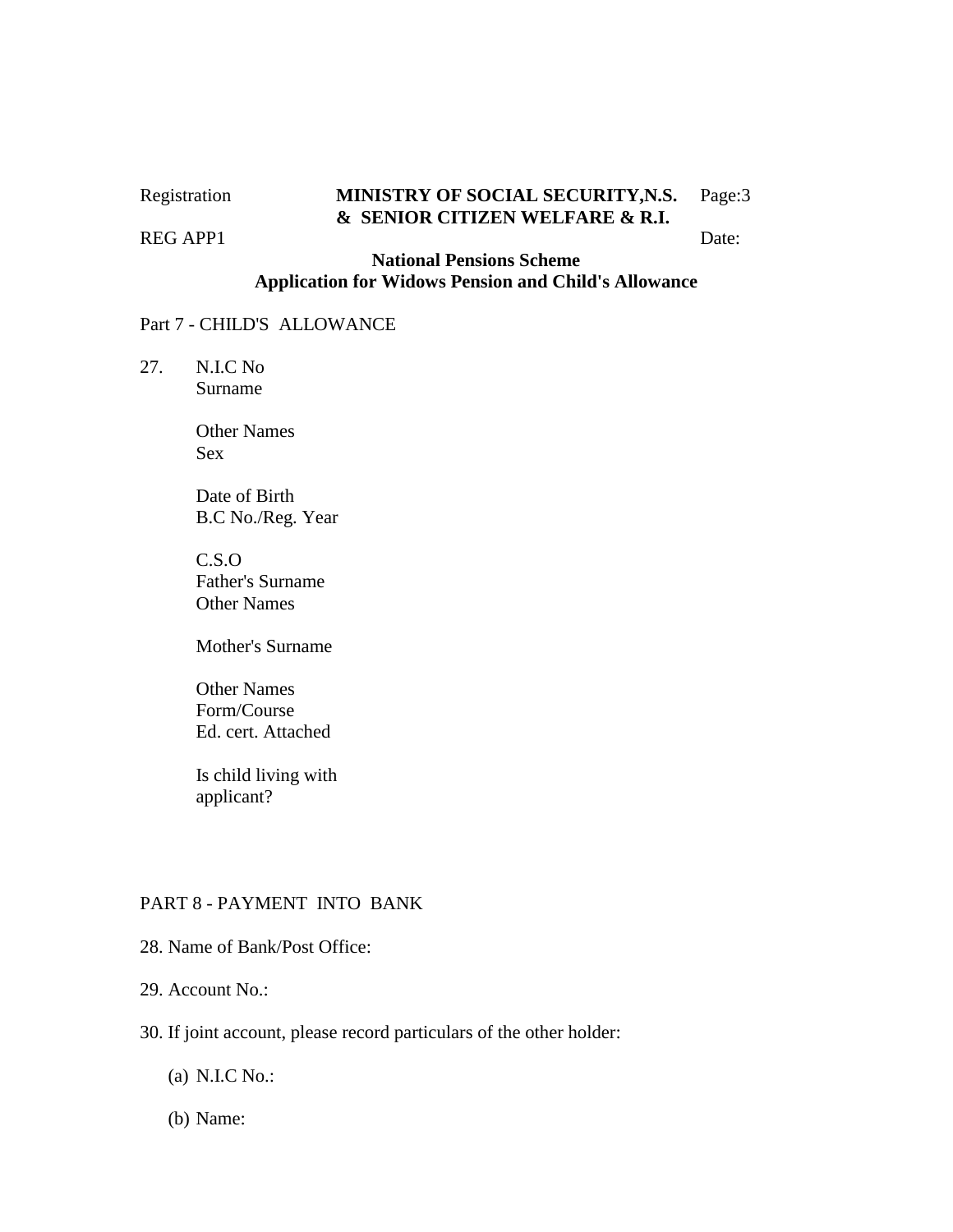Registration **MINISTRY OF SOCIAL SECURITY,N.S. & SENIOR CITIZEN WELFARE & R.I.** Page:3

REG APP1 Date:

**National Pensions Scheme**
**Application for Widows Pension and Child's Allowance**

Part 7 - CHILD'S ALLOWANCE

27. N.I.C No
    Surname

    Other Names
    Sex

    Date of Birth
    B.C No./Reg. Year

    C.S.O
    Father's Surname
    Other Names

    Mother's Surname

    Other Names
    Form/Course
    Ed. cert. Attached

    Is child living with applicant?

PART 8 - PAYMENT INTO BANK

28. Name of Bank/Post Office:

29. Account No.:

30. If joint account, please record particulars of the other holder:

    (a) N.I.C No.:

    (b) Name: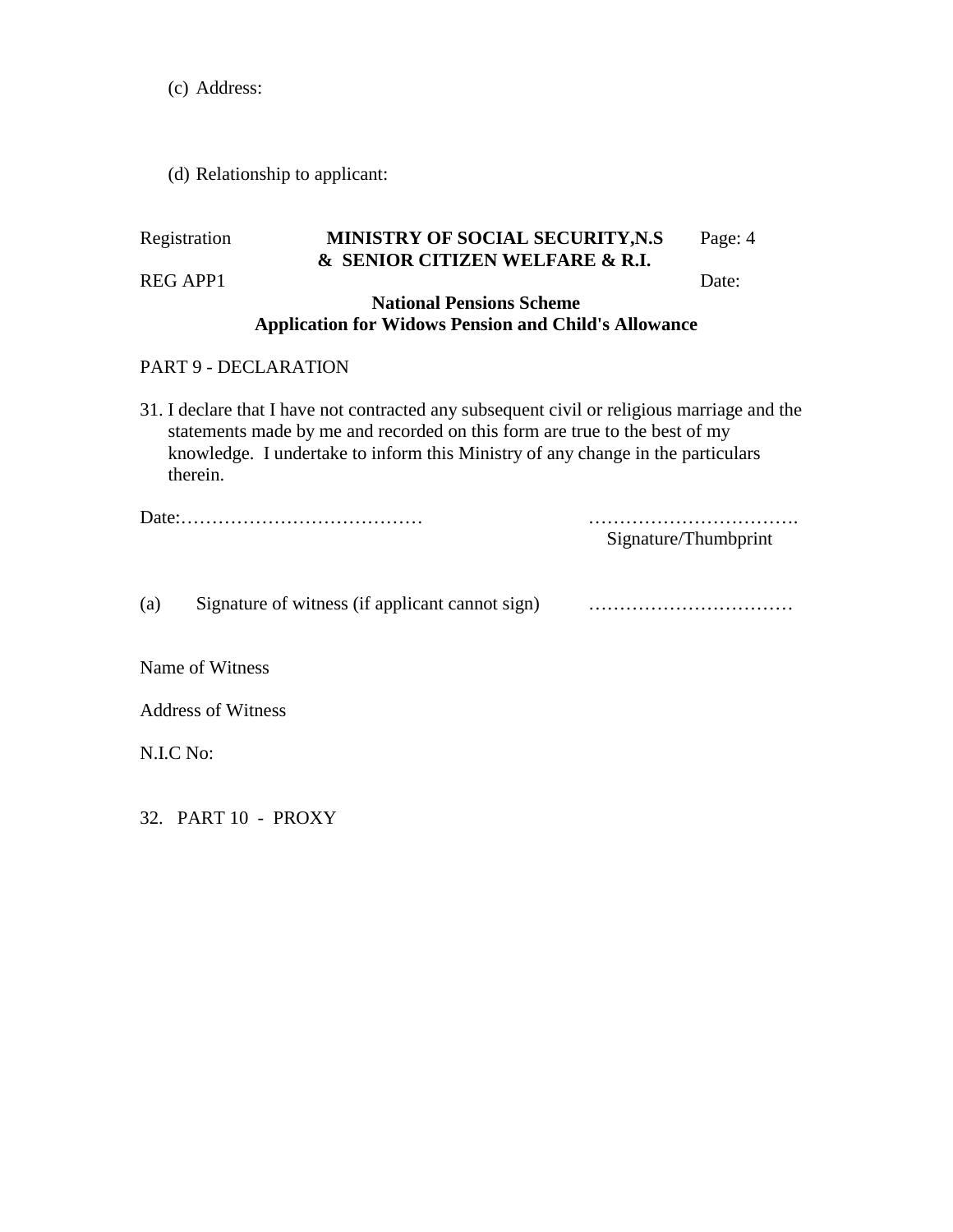(c) Address:

(d) Relationship to applicant:

Registration **MINISTRY OF SOCIAL SECURITY,N.S & SENIOR CITIZEN WELFARE & R.I.** Page: 4

REG APP1 Date:

**National Pensions Scheme**
**Application for Widows Pension and Child's Allowance**

PART 9 - DECLARATION

31. I declare that I have not contracted any subsequent civil or religious marriage and the statements made by me and recorded on this form are true to the best of my knowledge. I undertake to inform this Ministry of any change in the particulars therein.

Date:………………………………… …………………………….
Signature/Thumbprint

(a) Signature of witness (if applicant cannot sign) ……………………………

Name of Witness

Address of Witness

N.I.C No:

32. PART 10 - PROXY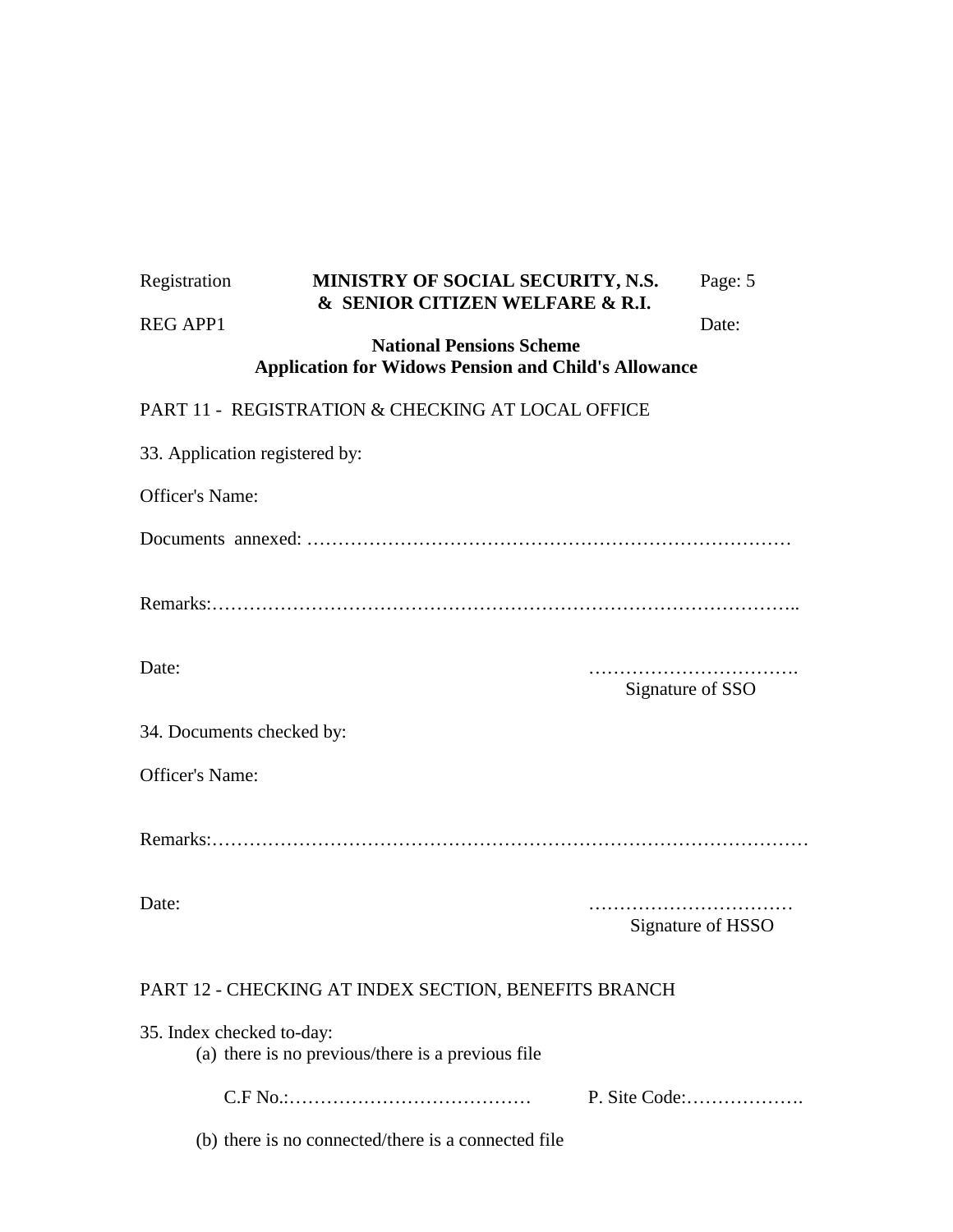Registration **MINISTRY OF SOCIAL SECURITY, N.S. & SENIOR CITIZEN WELFARE & R.I.**

REG APP1 Date:

**National Pensions Scheme**
**Application for Widows Pension and Child's Allowance**

PART 11 - REGISTRATION & CHECKING AT LOCAL OFFICE

33. Application registered by:

Officer's Name:

Documents annexed: ……………………………………………………………………

Remarks:………………………………………………………………………………..

Date: …………………………….
Signature of SSO

34. Documents checked by:

Officer's Name:

Remarks:…………………………………………………………………………………

Date: ……………………………
Signature of HSSO

PART 12 - CHECKING AT INDEX SECTION, BENEFITS BRANCH

35. Index checked to-day:
    (a) there is no previous/there is a previous file

    C.F No.:………………………………… P. Site Code:……………….

    (b) there is no connected/there is a connected file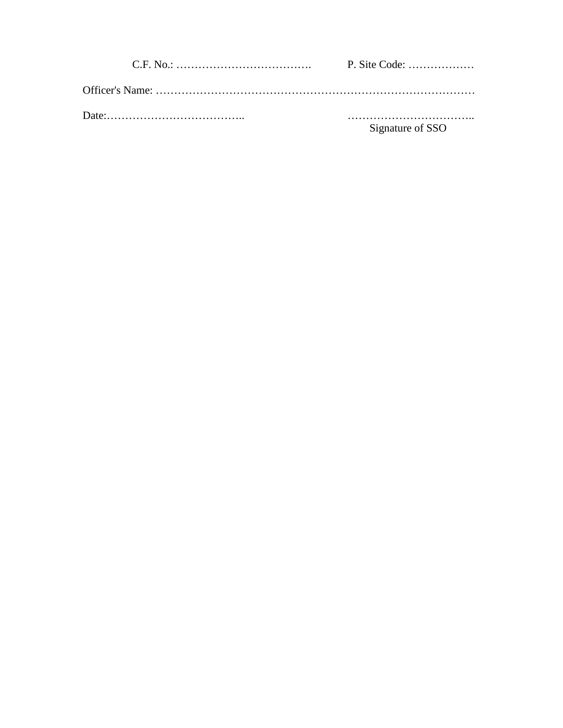C.F. No.: ………………………………. P. Site Code: ………………

Officer's Name: ……………………………………………………………………………

Date:……………………………….. ……………………………..

Signature of SSO